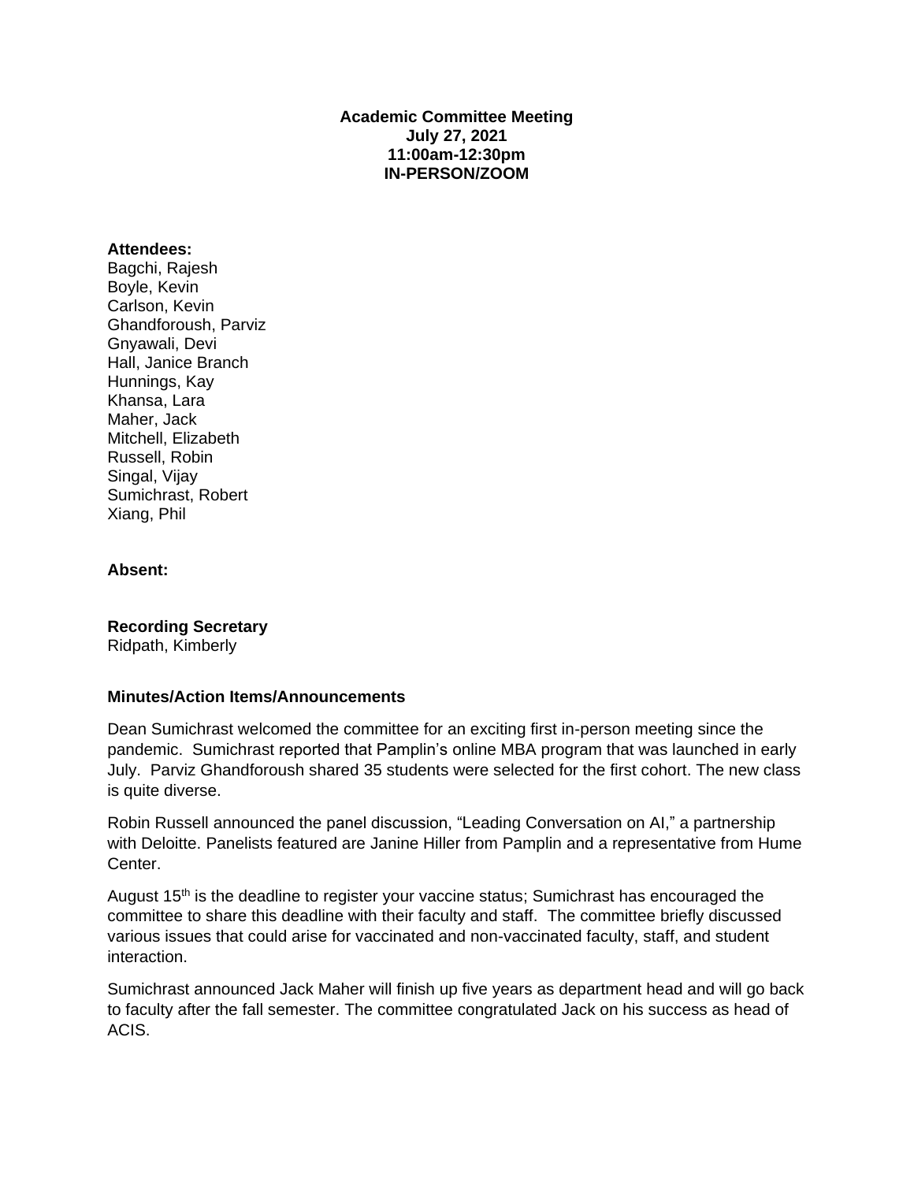**Academic Committee Meeting**
**July 27, 2021**
**11:00am-12:30pm**
**IN-PERSON/ZOOM**

**Attendees:**
Bagchi, Rajesh
Boyle, Kevin
Carlson, Kevin
Ghandforoush, Parviz
Gnyawali, Devi
Hall, Janice Branch
Hunnings, Kay
Khansa, Lara
Maher, Jack
Mitchell, Elizabeth
Russell, Robin
Singal, Vijay
Sumichrast, Robert
Xiang, Phil

**Absent:**

**Recording Secretary**
Ridpath, Kimberly

**Minutes/Action Items/Announcements**

Dean Sumichrast welcomed the committee for an exciting first in-person meeting since the pandemic. Sumichrast reported that Pamplin's online MBA program that was launched in early July. Parviz Ghandforoush shared 35 students were selected for the first cohort. The new class is quite diverse.

Robin Russell announced the panel discussion, "Leading Conversation on AI," a partnership with Deloitte. Panelists featured are Janine Hiller from Pamplin and a representative from Hume Center.

August 15th is the deadline to register your vaccine status; Sumichrast has encouraged the committee to share this deadline with their faculty and staff. The committee briefly discussed various issues that could arise for vaccinated and non-vaccinated faculty, staff, and student interaction.

Sumichrast announced Jack Maher will finish up five years as department head and will go back to faculty after the fall semester. The committee congratulated Jack on his success as head of ACIS.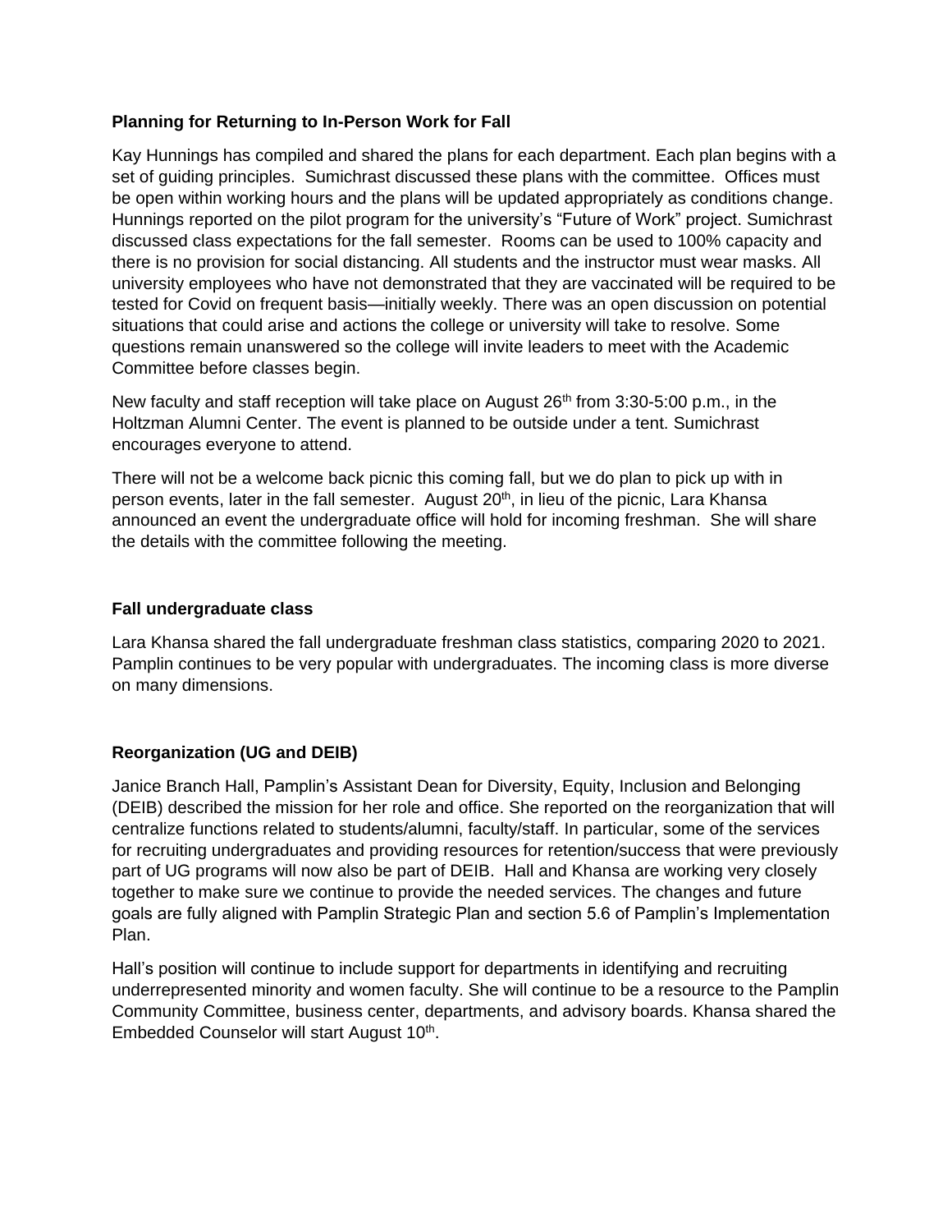**Planning for Returning to In-Person Work for Fall**

Kay Hunnings has compiled and shared the plans for each department. Each plan begins with a set of guiding principles. Sumichrast discussed these plans with the committee. Offices must be open within working hours and the plans will be updated appropriately as conditions change. Hunnings reported on the pilot program for the university's "Future of Work" project. Sumichrast discussed class expectations for the fall semester. Rooms can be used to 100% capacity and there is no provision for social distancing. All students and the instructor must wear masks. All university employees who have not demonstrated that they are vaccinated will be required to be tested for Covid on frequent basis—initially weekly. There was an open discussion on potential situations that could arise and actions the college or university will take to resolve. Some questions remain unanswered so the college will invite leaders to meet with the Academic Committee before classes begin.

New faculty and staff reception will take place on August 26th from 3:30-5:00 p.m., in the Holtzman Alumni Center. The event is planned to be outside under a tent. Sumichrast encourages everyone to attend.

There will not be a welcome back picnic this coming fall, but we do plan to pick up with in person events, later in the fall semester. August 20th, in lieu of the picnic, Lara Khansa announced an event the undergraduate office will hold for incoming freshman. She will share the details with the committee following the meeting.

**Fall undergraduate class**

Lara Khansa shared the fall undergraduate freshman class statistics, comparing 2020 to 2021. Pamplin continues to be very popular with undergraduates. The incoming class is more diverse on many dimensions.

**Reorganization (UG and DEIB)**

Janice Branch Hall, Pamplin's Assistant Dean for Diversity, Equity, Inclusion and Belonging (DEIB) described the mission for her role and office. She reported on the reorganization that will centralize functions related to students/alumni, faculty/staff. In particular, some of the services for recruiting undergraduates and providing resources for retention/success that were previously part of UG programs will now also be part of DEIB. Hall and Khansa are working very closely together to make sure we continue to provide the needed services. The changes and future goals are fully aligned with Pamplin Strategic Plan and section 5.6 of Pamplin's Implementation Plan.

Hall's position will continue to include support for departments in identifying and recruiting underrepresented minority and women faculty. She will continue to be a resource to the Pamplin Community Committee, business center, departments, and advisory boards. Khansa shared the Embedded Counselor will start August 10th.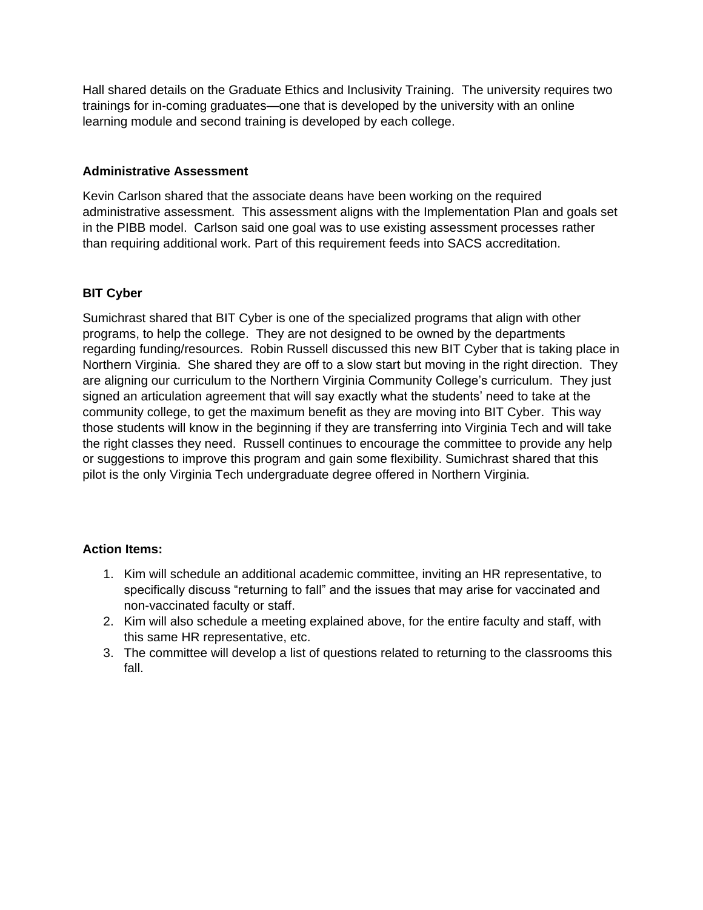Hall shared details on the Graduate Ethics and Inclusivity Training. The university requires two trainings for in-coming graduates—one that is developed by the university with an online learning module and second training is developed by each college.

**Administrative Assessment**

Kevin Carlson shared that the associate deans have been working on the required administrative assessment. This assessment aligns with the Implementation Plan and goals set in the PIBB model. Carlson said one goal was to use existing assessment processes rather than requiring additional work. Part of this requirement feeds into SACS accreditation.

**BIT Cyber**

Sumichrast shared that BIT Cyber is one of the specialized programs that align with other programs, to help the college. They are not designed to be owned by the departments regarding funding/resources. Robin Russell discussed this new BIT Cyber that is taking place in Northern Virginia. She shared they are off to a slow start but moving in the right direction. They are aligning our curriculum to the Northern Virginia Community College's curriculum. They just signed an articulation agreement that will say exactly what the students' need to take at the community college, to get the maximum benefit as they are moving into BIT Cyber. This way those students will know in the beginning if they are transferring into Virginia Tech and will take the right classes they need. Russell continues to encourage the committee to provide any help or suggestions to improve this program and gain some flexibility. Sumichrast shared that this pilot is the only Virginia Tech undergraduate degree offered in Northern Virginia.

**Action Items:**

1. Kim will schedule an additional academic committee, inviting an HR representative, to specifically discuss "returning to fall" and the issues that may arise for vaccinated and non-vaccinated faculty or staff.
2. Kim will also schedule a meeting explained above, for the entire faculty and staff, with this same HR representative, etc.
3. The committee will develop a list of questions related to returning to the classrooms this fall.